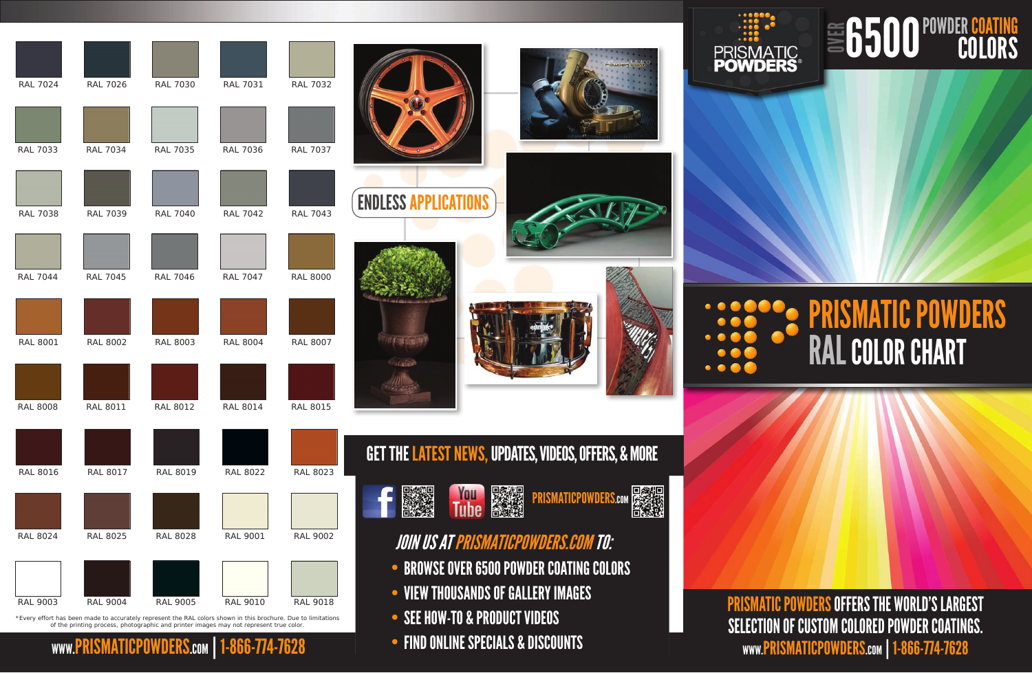# PRISMATIC POWDERS RAL COLOR CHART

PRISMATIC POWDERS®

OVER 6500 POWDER COATING COLORS

| | | | | |
|---|---|---|---|---|
| RAL 7024 | RAL 7026 | RAL 7030 | RAL 7031 | RAL 7032 |
| RAL 7033 | RAL 7034 | RAL 7035 | RAL 7036 | RAL 7037 |
| RAL 7038 | RAL 7039 | RAL 7040 | RAL 7042 | RAL 7043 |
| RAL 7044 | RAL 7045 | RAL 7046 | RAL 7047 | RAL 8000 |
| RAL 8001 | RAL 8002 | RAL 8003 | RAL 8004 | RAL 8007 |
| RAL 8008 | RAL 8011 | RAL 8012 | RAL 8014 | RAL 8015 |
| RAL 8016 | RAL 8017 | RAL 8019 | RAL 8022 | RAL 8023 |
| RAL 8024 | RAL 8025 | RAL 8028 | RAL 9001 | RAL 9002 |
| RAL 9003 | RAL 9004 | RAL 9005 | RAL 9010 | RAL 9018 |

*Every effort has been made to accurately represent the RAL colors shown in this brochure. Due to limitations of the printing process, photographic and printer images may not represent true color.

WWW.PRISMATICPOWDERS.COM | 1-866-774-7628

## ENDLESS APPLICATIONS

## GET THE LATEST NEWS, UPDATES, VIDEOS, OFFERS, & MORE

PRISMATICPOWDERS.COM

### JOIN US AT PRISMATICPOWDERS.COM TO:

- BROWSE OVER 6500 POWDER COATING COLORS
- VIEW THOUSANDS OF GALLERY IMAGES
- SEE HOW-TO & PRODUCT VIDEOS
- FIND ONLINE SPECIALS & DISCOUNTS

PRISMATIC POWDERS OFFERS THE WORLD'S LARGEST SELECTION OF CUSTOM COLORED POWDER COATINGS.

WWW.PRISMATICPOWDERS.COM | 1-866-774-7628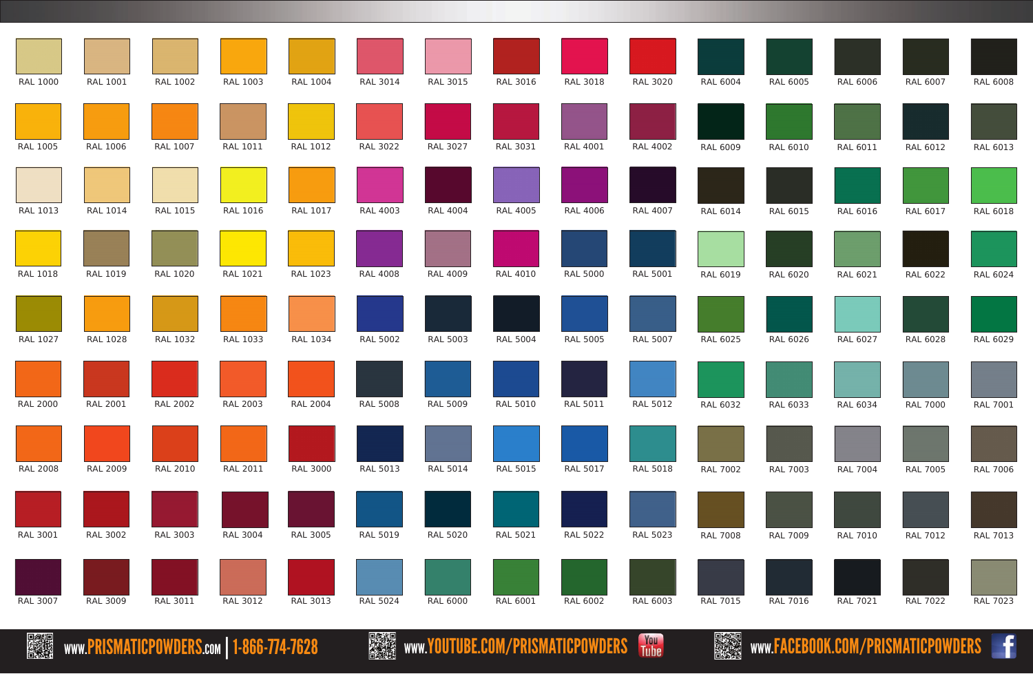| | | | | | | | | | | | | | | |
|---|---|---|---|---|---|---|---|---|---|---|---|---|---|---|
| RAL 1000 | RAL 1001 | RAL 1002 | RAL 1003 | RAL 1004 | RAL 3014 | RAL 3015 | RAL 3016 | RAL 3018 | RAL 3020 | RAL 6004 | RAL 6005 | RAL 6006 | RAL 6007 | RAL 6008 |
| RAL 1005 | RAL 1006 | RAL 1007 | RAL 1011 | RAL 1012 | RAL 3022 | RAL 3027 | RAL 3031 | RAL 4001 | RAL 4002 | RAL 6009 | RAL 6010 | RAL 6011 | RAL 6012 | RAL 6013 |
| RAL 1013 | RAL 1014 | RAL 1015 | RAL 1016 | RAL 1017 | RAL 4003 | RAL 4004 | RAL 4005 | RAL 4006 | RAL 4007 | RAL 6014 | RAL 6015 | RAL 6016 | RAL 6017 | RAL 6018 |
| RAL 1018 | RAL 1019 | RAL 1020 | RAL 1021 | RAL 1023 | RAL 4008 | RAL 4009 | RAL 4010 | RAL 5000 | RAL 5001 | RAL 6019 | RAL 6020 | RAL 6021 | RAL 6022 | RAL 6024 |
| RAL 1027 | RAL 1028 | RAL 1032 | RAL 1033 | RAL 1034 | RAL 5002 | RAL 5003 | RAL 5004 | RAL 5005 | RAL 5007 | RAL 6025 | RAL 6026 | RAL 6027 | RAL 6028 | RAL 6029 |
| RAL 2000 | RAL 2001 | RAL 2002 | RAL 2003 | RAL 2004 | RAL 5008 | RAL 5009 | RAL 5010 | RAL 5011 | RAL 5012 | RAL 6032 | RAL 6033 | RAL 6034 | RAL 7000 | RAL 7001 |
| RAL 2008 | RAL 2009 | RAL 2010 | RAL 2011 | RAL 3000 | RAL 5013 | RAL 5014 | RAL 5015 | RAL 5017 | RAL 5018 | RAL 7002 | RAL 7003 | RAL 7004 | RAL 7005 | RAL 7006 |
| RAL 3001 | RAL 3002 | RAL 3003 | RAL 3004 | RAL 3005 | RAL 5019 | RAL 5020 | RAL 5021 | RAL 5022 | RAL 5023 | RAL 7008 | RAL 7009 | RAL 7010 | RAL 7012 | RAL 7013 |
| RAL 3007 | RAL 3009 | RAL 3011 | RAL 3012 | RAL 3013 | RAL 5024 | RAL 6000 | RAL 6001 | RAL 6002 | RAL 6003 | RAL 7015 | RAL 7016 | RAL 7021 | RAL 7022 | RAL 7023 |

WWW.PRISMATICPOWDERS.COM | 1-866-774-7628  WWW.YOUTUBE.COM/PRISMATICPOWDERS  WWW.FACEBOOK.COM/PRISMATICPOWDERS